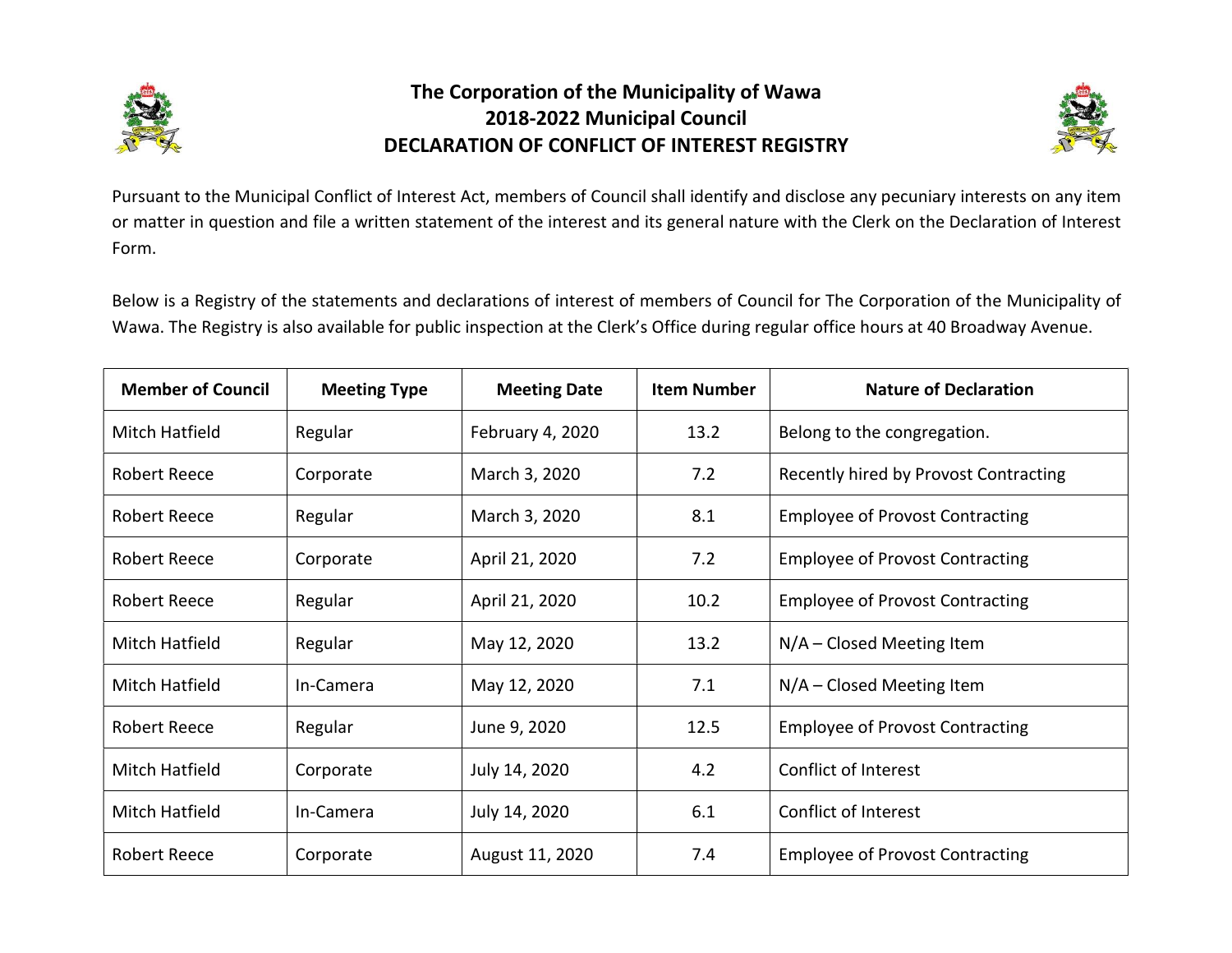# The Corporation of the Municipality of Wawa
## 2018-2022 Municipal Council
## DECLARATION OF CONFLICT OF INTEREST REGISTRY

Pursuant to the Municipal Conflict of Interest Act, members of Council shall identify and disclose any pecuniary interests on any item or matter in question and file a written statement of the interest and its general nature with the Clerk on the Declaration of Interest Form.

Below is a Registry of the statements and declarations of interest of members of Council for The Corporation of the Municipality of Wawa. The Registry is also available for public inspection at the Clerk's Office during regular office hours at 40 Broadway Avenue.

| Member of Council | Meeting Type | Meeting Date | Item Number | Nature of Declaration |
|---|---|---|---|---|
| Mitch Hatfield | Regular | February 4, 2020 | 13.2 | Belong to the congregation. |
| Robert Reece | Corporate | March 3, 2020 | 7.2 | Recently hired by Provost Contracting |
| Robert Reece | Regular | March 3, 2020 | 8.1 | Employee of Provost Contracting |
| Robert Reece | Corporate | April 21, 2020 | 7.2 | Employee of Provost Contracting |
| Robert Reece | Regular | April 21, 2020 | 10.2 | Employee of Provost Contracting |
| Mitch Hatfield | Regular | May 12, 2020 | 13.2 | N/A – Closed Meeting Item |
| Mitch Hatfield | In-Camera | May 12, 2020 | 7.1 | N/A – Closed Meeting Item |
| Robert Reece | Regular | June 9, 2020 | 12.5 | Employee of Provost Contracting |
| Mitch Hatfield | Corporate | July 14, 2020 | 4.2 | Conflict of Interest |
| Mitch Hatfield | In-Camera | July 14, 2020 | 6.1 | Conflict of Interest |
| Robert Reece | Corporate | August 11, 2020 | 7.4 | Employee of Provost Contracting |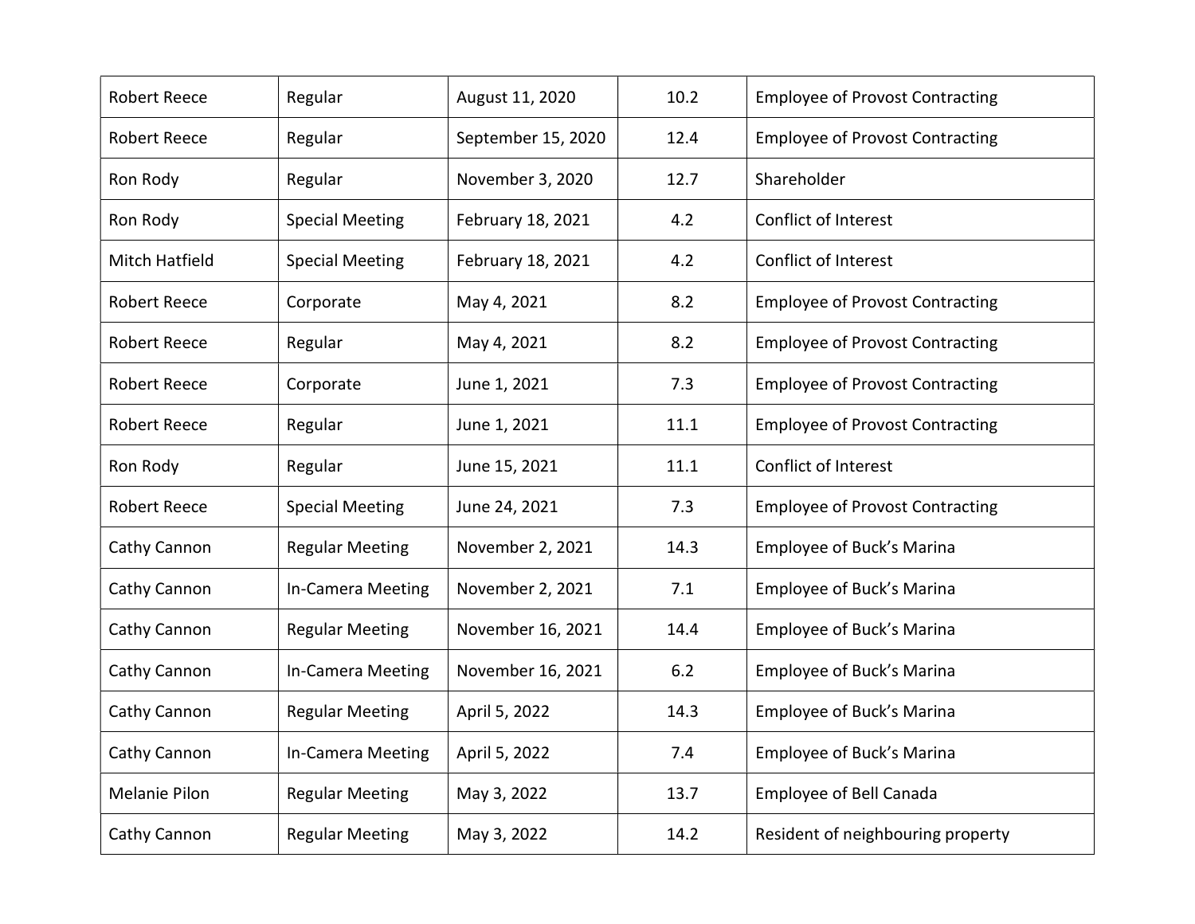| Robert Reece | Regular | August 11, 2020 | 10.2 | Employee of Provost Contracting |
|---|---|---|---|---|
| Robert Reece | Regular | September 15, 2020 | 12.4 | Employee of Provost Contracting |
| Ron Rody | Regular | November 3, 2020 | 12.7 | Shareholder |
| Ron Rody | Special Meeting | February 18, 2021 | 4.2 | Conflict of Interest |
| Mitch Hatfield | Special Meeting | February 18, 2021 | 4.2 | Conflict of Interest |
| Robert Reece | Corporate | May 4, 2021 | 8.2 | Employee of Provost Contracting |
| Robert Reece | Regular | May 4, 2021 | 8.2 | Employee of Provost Contracting |
| Robert Reece | Corporate | June 1, 2021 | 7.3 | Employee of Provost Contracting |
| Robert Reece | Regular | June 1, 2021 | 11.1 | Employee of Provost Contracting |
| Ron Rody | Regular | June 15, 2021 | 11.1 | Conflict of Interest |
| Robert Reece | Special Meeting | June 24, 2021 | 7.3 | Employee of Provost Contracting |
| Cathy Cannon | Regular Meeting | November 2, 2021 | 14.3 | Employee of Buck's Marina |
| Cathy Cannon | In-Camera Meeting | November 2, 2021 | 7.1 | Employee of Buck's Marina |
| Cathy Cannon | Regular Meeting | November 16, 2021 | 14.4 | Employee of Buck's Marina |
| Cathy Cannon | In-Camera Meeting | November 16, 2021 | 6.2 | Employee of Buck's Marina |
| Cathy Cannon | Regular Meeting | April 5, 2022 | 14.3 | Employee of Buck's Marina |
| Cathy Cannon | In-Camera Meeting | April 5, 2022 | 7.4 | Employee of Buck's Marina |
| Melanie Pilon | Regular Meeting | May 3, 2022 | 13.7 | Employee of Bell Canada |
| Cathy Cannon | Regular Meeting | May 3, 2022 | 14.2 | Resident of neighbouring property |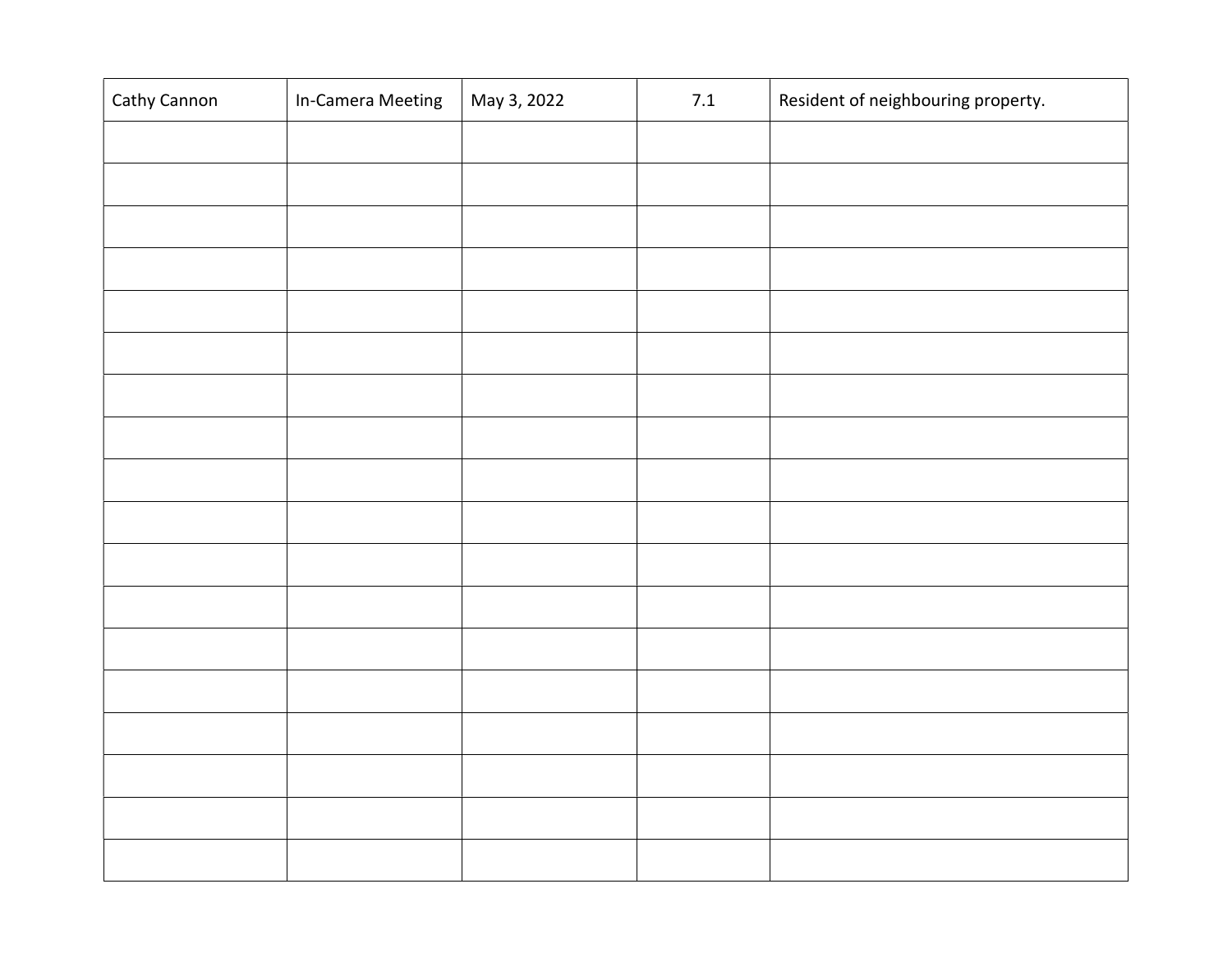| | | | | |
|---|---|---|---|---|
| Cathy Cannon | In-Camera Meeting | May 3, 2022 | 7.1 | Resident of neighbouring property. |
| | | | | |
| | | | | |
| | | | | |
| | | | | |
| | | | | |
| | | | | |
| | | | | |
| | | | | |
| | | | | |
| | | | | |
| | | | | |
| | | | | |
| | | | | |
| | | | | |
| | | | | |
| | | | | |
| | | | | |
| | | | | |